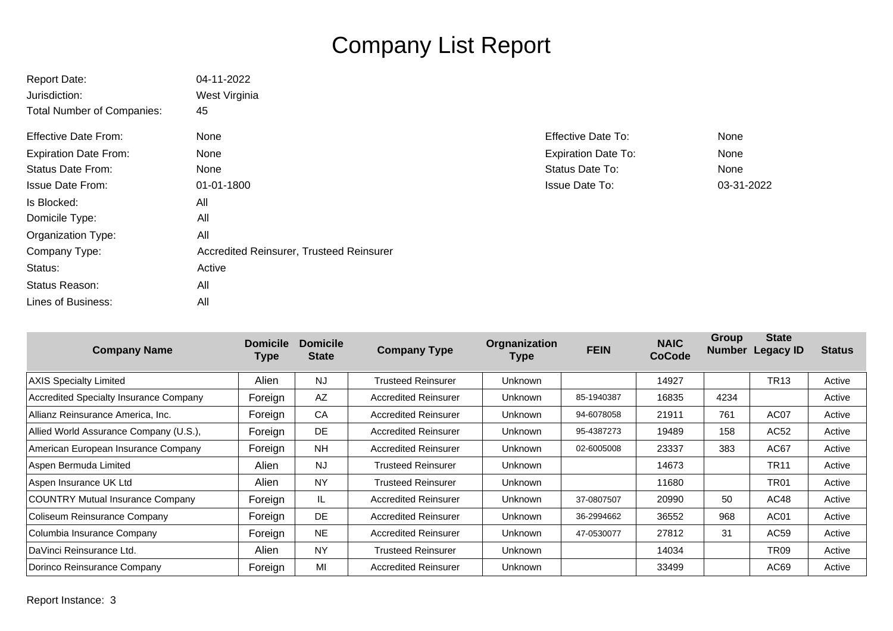# Company List Report

Report Date: 04-11-2022
Jurisdiction: West Virginia
Total Number of Companies: 45

Effective Date From: None
Effective Date To: None
Expiration Date From: None
Expiration Date To: None
Status Date From: None
Status Date To: None
Issue Date From: 01-01-1800
Issue Date To: 03-31-2022
Is Blocked: All
Domicile Type: All
Organization Type: All
Company Type: Accredited Reinsurer, Trusteed Reinsurer
Status: Active
Status Reason: All
Lines of Business: All

| Company Name | Domicile Type | Domicile State | Company Type | Orgnanization Type | FEIN | NAIC CoCode | Group Number | State Legacy ID | Status |
|---|---|---|---|---|---|---|---|---|---|
| AXIS Specialty Limited | Alien | NJ | Trusteed Reinsurer | Unknown | | 14927 | | TR13 | Active |
| Accredited Specialty Insurance Company | Foreign | AZ | Accredited Reinsurer | Unknown | 85-1940387 | 16835 | 4234 | | Active |
| Allianz Reinsurance America, Inc. | Foreign | CA | Accredited Reinsurer | Unknown | 94-6078058 | 21911 | 761 | AC07 | Active |
| Allied World Assurance Company (U.S.), | Foreign | DE | Accredited Reinsurer | Unknown | 95-4387273 | 19489 | 158 | AC52 | Active |
| American European Insurance Company | Foreign | NH | Accredited Reinsurer | Unknown | 02-6005008 | 23337 | 383 | AC67 | Active |
| Aspen Bermuda Limited | Alien | NJ | Trusteed Reinsurer | Unknown | | 14673 | | TR11 | Active |
| Aspen Insurance UK Ltd | Alien | NY | Trusteed Reinsurer | Unknown | | 11680 | | TR01 | Active |
| COUNTRY Mutual Insurance Company | Foreign | IL | Accredited Reinsurer | Unknown | 37-0807507 | 20990 | 50 | AC48 | Active |
| Coliseum Reinsurance Company | Foreign | DE | Accredited Reinsurer | Unknown | 36-2994662 | 36552 | 968 | AC01 | Active |
| Columbia Insurance Company | Foreign | NE | Accredited Reinsurer | Unknown | 47-0530077 | 27812 | 31 | AC59 | Active |
| DaVinci Reinsurance Ltd. | Alien | NY | Trusteed Reinsurer | Unknown | | 14034 | | TR09 | Active |
| Dorinco Reinsurance Company | Foreign | MI | Accredited Reinsurer | Unknown | | 33499 | | AC69 | Active |

Report Instance: 3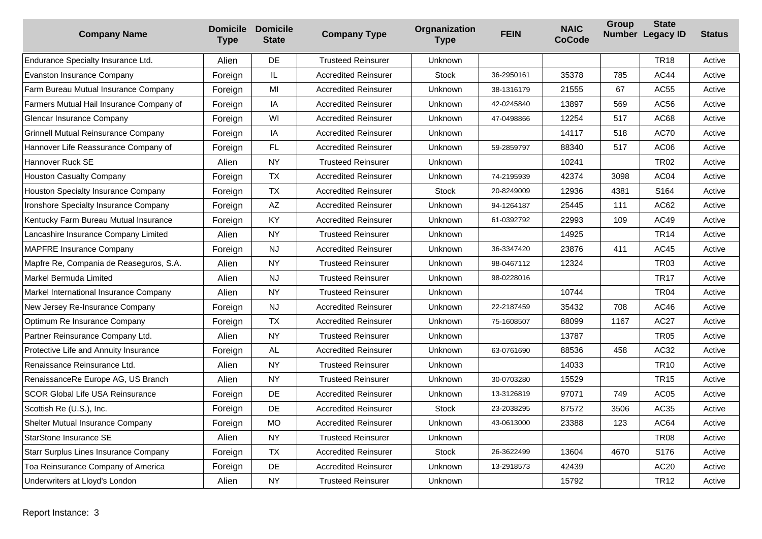| Company Name | Domicile Type | Domicile State | Company Type | Orgnanization Type | FEIN | NAIC CoCode | Group Number | State Legacy ID | Status |
|---|---|---|---|---|---|---|---|---|---|
| Endurance Specialty Insurance Ltd. | Alien | DE | Trusteed Reinsurer | Unknown | | | | TR18 | Active |
| Evanston Insurance Company | Foreign | IL | Accredited Reinsurer | Stock | 36-2950161 | 35378 | 785 | AC44 | Active |
| Farm Bureau Mutual Insurance Company | Foreign | MI | Accredited Reinsurer | Unknown | 38-1316179 | 21555 | 67 | AC55 | Active |
| Farmers Mutual Hail Insurance Company of | Foreign | IA | Accredited Reinsurer | Unknown | 42-0245840 | 13897 | 569 | AC56 | Active |
| Glencar Insurance Company | Foreign | WI | Accredited Reinsurer | Unknown | 47-0498866 | 12254 | 517 | AC68 | Active |
| Grinnell Mutual Reinsurance Company | Foreign | IA | Accredited Reinsurer | Unknown | | 14117 | 518 | AC70 | Active |
| Hannover Life Reassurance Company of | Foreign | FL | Accredited Reinsurer | Unknown | 59-2859797 | 88340 | 517 | AC06 | Active |
| Hannover Ruck SE | Alien | NY | Trusteed Reinsurer | Unknown | | 10241 | | TR02 | Active |
| Houston Casualty Company | Foreign | TX | Accredited Reinsurer | Unknown | 74-2195939 | 42374 | 3098 | AC04 | Active |
| Houston Specialty Insurance Company | Foreign | TX | Accredited Reinsurer | Stock | 20-8249009 | 12936 | 4381 | S164 | Active |
| Ironshore Specialty Insurance Company | Foreign | AZ | Accredited Reinsurer | Unknown | 94-1264187 | 25445 | 111 | AC62 | Active |
| Kentucky Farm Bureau Mutual Insurance | Foreign | KY | Accredited Reinsurer | Unknown | 61-0392792 | 22993 | 109 | AC49 | Active |
| Lancashire Insurance Company Limited | Alien | NY | Trusteed Reinsurer | Unknown | | 14925 | | TR14 | Active |
| MAPFRE Insurance Company | Foreign | NJ | Accredited Reinsurer | Unknown | 36-3347420 | 23876 | 411 | AC45 | Active |
| Mapfre Re, Compania de Reaseguros, S.A. | Alien | NY | Trusteed Reinsurer | Unknown | 98-0467112 | 12324 | | TR03 | Active |
| Markel Bermuda Limited | Alien | NJ | Trusteed Reinsurer | Unknown | 98-0228016 | | | TR17 | Active |
| Markel International Insurance Company | Alien | NY | Trusteed Reinsurer | Unknown | | 10744 | | TR04 | Active |
| New Jersey Re-Insurance Company | Foreign | NJ | Accredited Reinsurer | Unknown | 22-2187459 | 35432 | 708 | AC46 | Active |
| Optimum Re Insurance Company | Foreign | TX | Accredited Reinsurer | Unknown | 75-1608507 | 88099 | 1167 | AC27 | Active |
| Partner Reinsurance Company Ltd. | Alien | NY | Trusteed Reinsurer | Unknown | | 13787 | | TR05 | Active |
| Protective Life and Annuity Insurance | Foreign | AL | Accredited Reinsurer | Unknown | 63-0761690 | 88536 | 458 | AC32 | Active |
| Renaissance Reinsurance Ltd. | Alien | NY | Trusteed Reinsurer | Unknown | | 14033 | | TR10 | Active |
| RenaissanceRe Europe AG, US Branch | Alien | NY | Trusteed Reinsurer | Unknown | 30-0703280 | 15529 | | TR15 | Active |
| SCOR Global Life USA Reinsurance | Foreign | DE | Accredited Reinsurer | Unknown | 13-3126819 | 97071 | 749 | AC05 | Active |
| Scottish Re (U.S.), Inc. | Foreign | DE | Accredited Reinsurer | Stock | 23-2038295 | 87572 | 3506 | AC35 | Active |
| Shelter Mutual Insurance Company | Foreign | MO | Accredited Reinsurer | Unknown | 43-0613000 | 23388 | 123 | AC64 | Active |
| StarStone Insurance SE | Alien | NY | Trusteed Reinsurer | Unknown | | | | TR08 | Active |
| Starr Surplus Lines Insurance Company | Foreign | TX | Accredited Reinsurer | Stock | 26-3622499 | 13604 | 4670 | S176 | Active |
| Toa Reinsurance Company of America | Foreign | DE | Accredited Reinsurer | Unknown | 13-2918573 | 42439 | | AC20 | Active |
| Underwriters at Lloyd's London | Alien | NY | Trusteed Reinsurer | Unknown | | 15792 | | TR12 | Active |

Report Instance: 3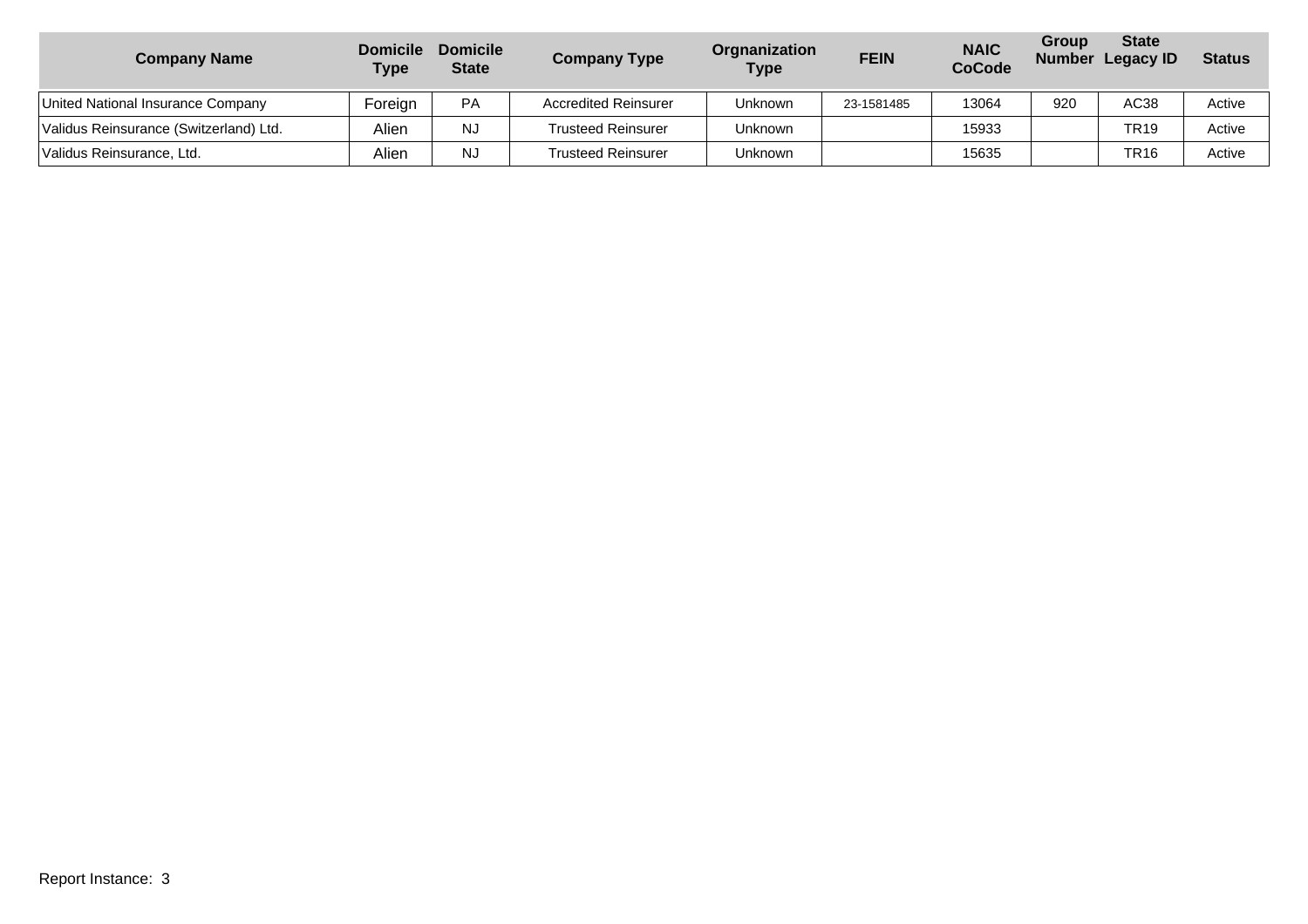| Company Name | Domicile Type | Domicile State | Company Type | Orgnanization Type | FEIN | NAIC CoCode | Group Number | State Legacy ID | Status |
|---|---|---|---|---|---|---|---|---|---|
| United National Insurance Company | Foreign | PA | Accredited Reinsurer | Unknown | 23-1581485 | 13064 | 920 | AC38 | Active |
| Validus Reinsurance (Switzerland) Ltd. | Alien | NJ | Trusteed Reinsurer | Unknown | | 15933 | | TR19 | Active |
| Validus Reinsurance, Ltd. | Alien | NJ | Trusteed Reinsurer | Unknown | | 15635 | | TR16 | Active |

Report Instance: 3